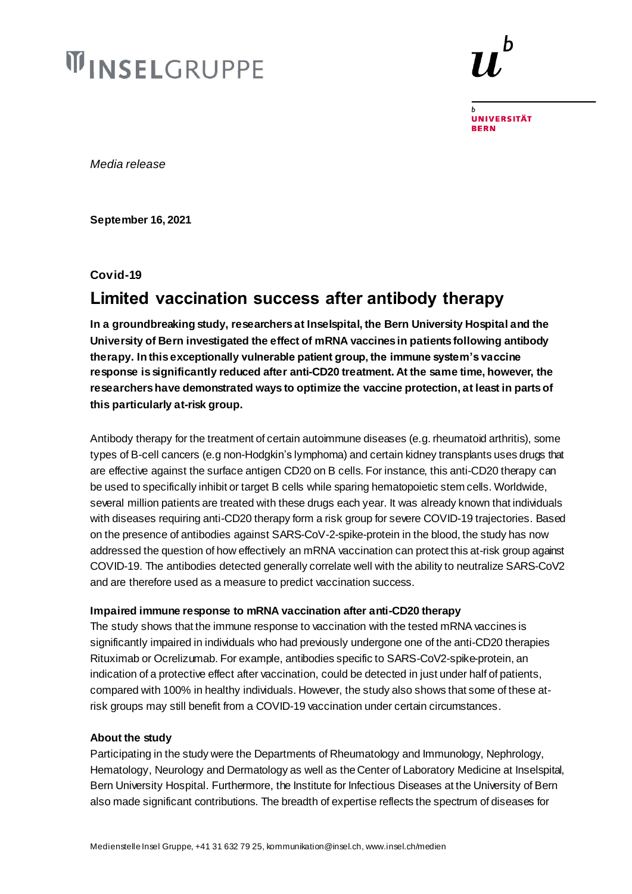INSELGRUPPE

UNIVERSITÄT BERN

*Media release*

**September 16, 2021**

**Covid-19**

# Limited vaccination success after antibody therapy

**In a groundbreaking study, researchers at Inselspital, the Bern University Hospital and the University of Bern investigated the effect of mRNA vaccines in patients following antibody therapy. In this exceptionally vulnerable patient group, the immune system's vaccine response is significantly reduced after anti-CD20 treatment. At the same time, however, the researchers have demonstrated ways to optimize the vaccine protection, at least in parts of this particularly at-risk group.**

Antibody therapy for the treatment of certain autoimmune diseases (e.g. rheumatoid arthritis), some types of B-cell cancers (e.g non-Hodgkin's lymphoma) and certain kidney transplants uses drugs that are effective against the surface antigen CD20 on B cells. For instance, this anti-CD20 therapy can be used to specifically inhibit or target B cells while sparing hematopoietic stem cells. Worldwide, several million patients are treated with these drugs each year. It was already known that individuals with diseases requiring anti-CD20 therapy form a risk group for severe COVID-19 trajectories. Based on the presence of antibodies against SARS-CoV-2-spike-protein in the blood, the study has now addressed the question of how effectively an mRNA vaccination can protect this at-risk group against COVID-19. The antibodies detected generally correlate well with the ability to neutralize SARS-CoV2 and are therefore used as a measure to predict vaccination success.

**Impaired immune response to mRNA vaccination after anti-CD20 therapy**

The study shows that the immune response to vaccination with the tested mRNA vaccines is significantly impaired in individuals who had previously undergone one of the anti-CD20 therapies Rituximab or Ocrelizumab. For example, antibodies specific to SARS-CoV2-spike-protein, an indication of a protective effect after vaccination, could be detected in just under half of patients, compared with 100% in healthy individuals. However, the study also shows that some of these at-risk groups may still benefit from a COVID-19 vaccination under certain circumstances.

**About the study**

Participating in the study were the Departments of Rheumatology and Immunology, Nephrology, Hematology, Neurology and Dermatology as well as the Center of Laboratory Medicine at Inselspital, Bern University Hospital. Furthermore, the Institute for Infectious Diseases at the University of Bern also made significant contributions. The breadth of expertise reflects the spectrum of diseases for

Medienstelle Insel Gruppe, +41 31 632 79 25, kommunikation@insel.ch, www.insel.ch/medien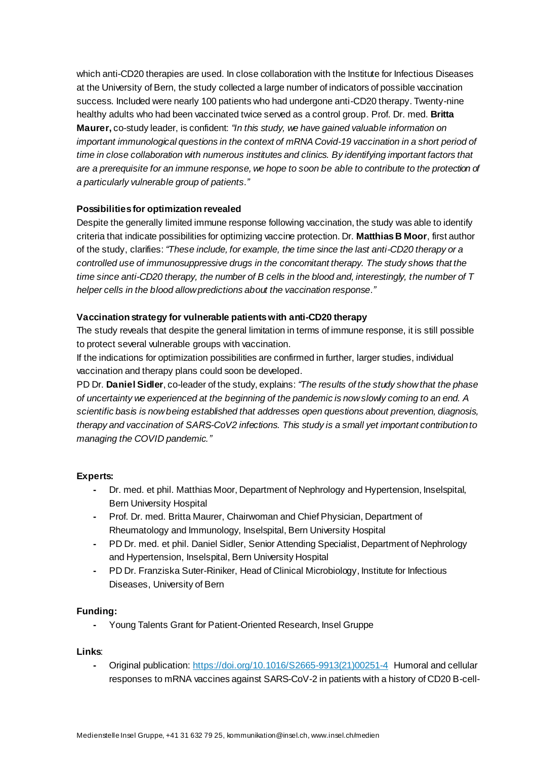which anti-CD20 therapies are used. In close collaboration with the Institute for Infectious Diseases at the University of Bern, the study collected a large number of indicators of possible vaccination success. Included were nearly 100 patients who had undergone anti-CD20 therapy. Twenty-nine healthy adults who had been vaccinated twice served as a control group. Prof. Dr. med. **Britta Maurer,** co-study leader, is confident: *"In this study, we have gained valuable information on important immunological questions in the context of mRNA Covid-19 vaccination in a short period of time in close collaboration with numerous institutes and clinics. By identifying important factors that are a prerequisite for an immune response, we hope to soon be able to contribute to the protection of a particularly vulnerable group of patients."*

### Possibilities for optimization revealed

Despite the generally limited immune response following vaccination, the study was able to identify criteria that indicate possibilities for optimizing vaccine protection. Dr. **Matthias B Moor**, first author of the study, clarifies: *"These include, for example, the time since the last anti-CD20 therapy or a controlled use of immunosuppressive drugs in the concomitant therapy. The study shows that the time since anti-CD20 therapy, the number of B cells in the blood and, interestingly, the number of T helper cells in the blood allow predictions about the vaccination response."*

### Vaccination strategy for vulnerable patients with anti-CD20 therapy

The study reveals that despite the general limitation in terms of immune response, it is still possible to protect several vulnerable groups with vaccination.

If the indications for optimization possibilities are confirmed in further, larger studies, individual vaccination and therapy plans could soon be developed.

PD Dr. **Daniel Sidler**, co-leader of the study, explains: *"The results of the study show that the phase of uncertainty we experienced at the beginning of the pandemic is now slowly coming to an end. A scientific basis is now being established that addresses open questions about prevention, diagnosis, therapy and vaccination of SARS-CoV2 infections. This study is a small yet important contribution to managing the COVID pandemic."*

### Experts:

- Dr. med. et phil. Matthias Moor, Department of Nephrology and Hypertension, Inselspital, Bern University Hospital
- Prof. Dr. med. Britta Maurer, Chairwoman and Chief Physician, Department of Rheumatology and Immunology, Inselspital, Bern University Hospital
- PD Dr. med. et phil. Daniel Sidler, Senior Attending Specialist, Department of Nephrology and Hypertension, Inselspital, Bern University Hospital
- PD Dr. Franziska Suter-Riniker, Head of Clinical Microbiology, Institute for Infectious Diseases, University of Bern

### Funding:

- Young Talents Grant for Patient-Oriented Research, Insel Gruppe

### Links:

- Original publication: https://doi.org/10.1016/S2665-9913(21)00251-4 Humoral and cellular responses to mRNA vaccines against SARS-CoV-2 in patients with a history of CD20 B-cell-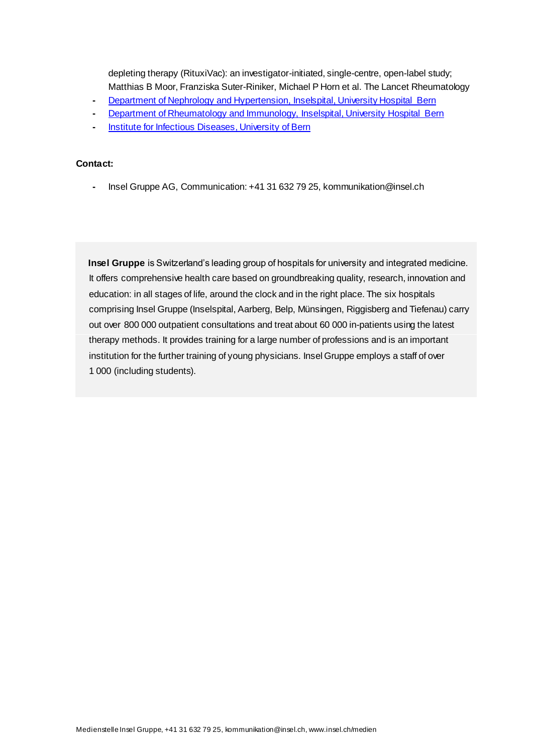depleting therapy (RituxiVac): an investigator-initiated, single-centre, open-label study; Matthias B Moor, Franziska Suter-Riniker, Michael P Horn et al. The Lancet Rheumatology

- Department of Nephrology and Hypertension, Inselspital, University Hospital Bern
- Department of Rheumatology and Immunology, Inselspital, University Hospital Bern
- Institute for Infectious Diseases, University of Bern

**Contact:**

- Insel Gruppe AG, Communication: +41 31 632 79 25, kommunikation@insel.ch

**Insel Gruppe** is Switzerland's leading group of hospitals for university and integrated medicine. It offers comprehensive health care based on groundbreaking quality, research, innovation and education: in all stages of life, around the clock and in the right place. The six hospitals comprising Insel Gruppe (Inselspital, Aarberg, Belp, Münsingen, Riggisberg and Tiefenau) carry out over 800 000 outpatient consultations and treat about 60 000 in-patients using the latest therapy methods. It provides training for a large number of professions and is an important institution for the further training of young physicians. Insel Gruppe employs a staff of over 1 000 (including students).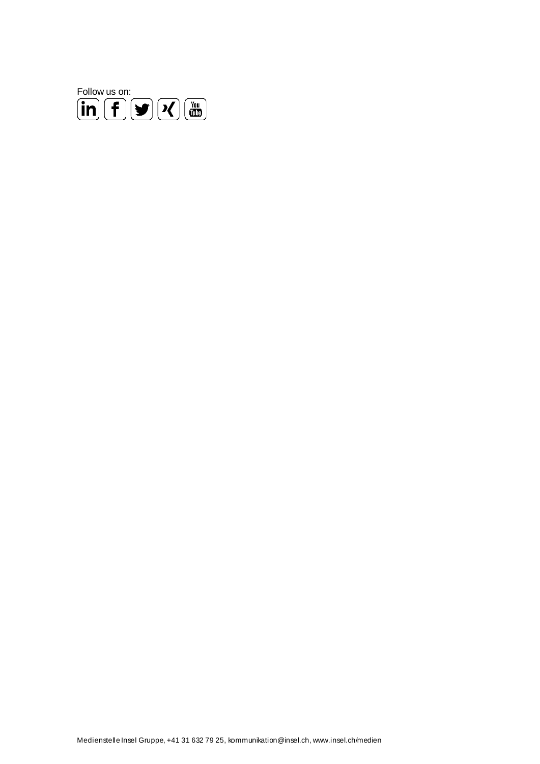Follow us on:

Medienstelle Insel Gruppe, +41 31 632 79 25, kommunikation@insel.ch, www.insel.ch/medien